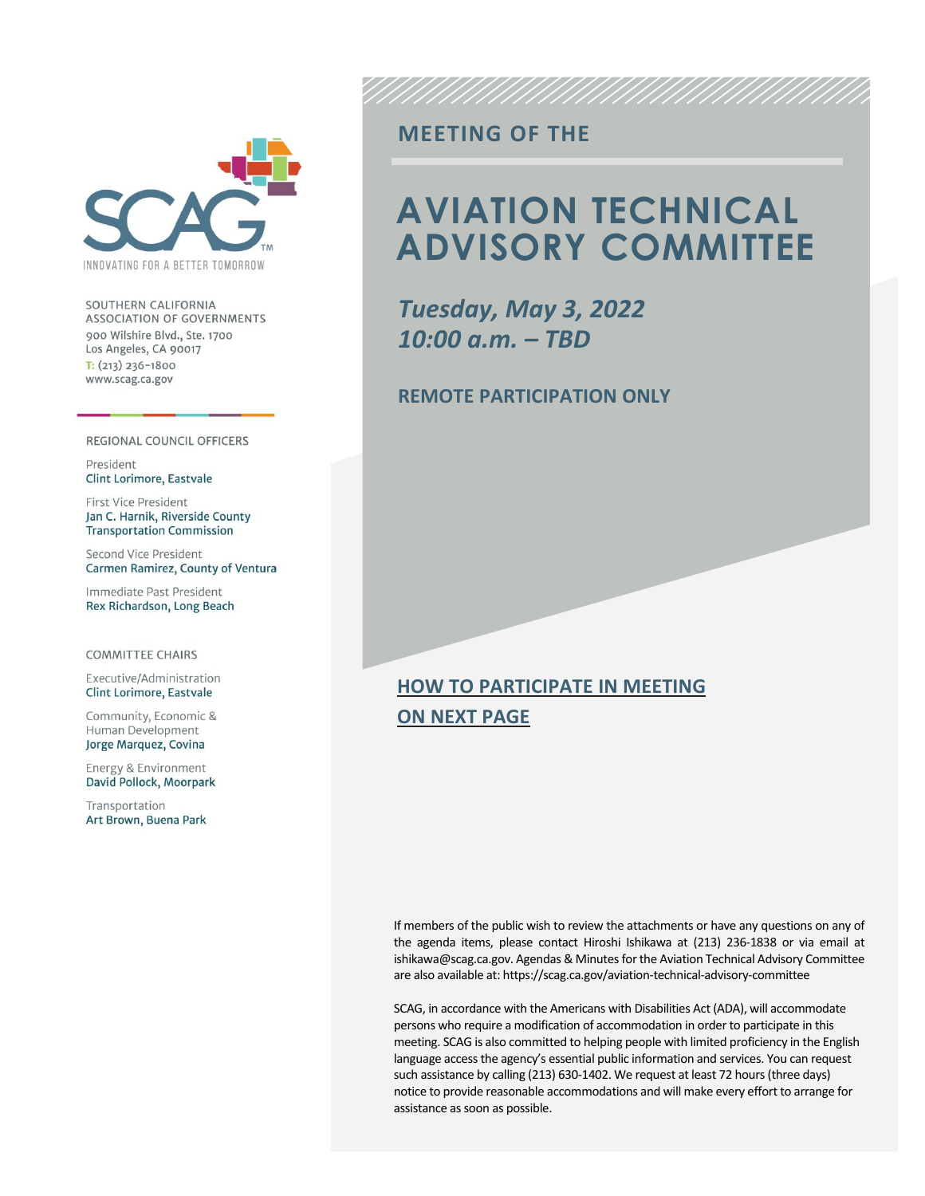INNOVATING FOR A BETTER TOMORROW

SOUTHERN CALIFORNIA ASSOCIATION OF GOVERNMENTS
900 Wilshire Blvd., Ste. 1700
Los Angeles, CA 90017
T: (213) 236-1800
www.scag.ca.gov

REGIONAL COUNCIL OFFICERS

President
Clint Lorimore, Eastvale

First Vice President
Jan C. Harnik, Riverside County Transportation Commission

Second Vice President
Carmen Ramirez, County of Ventura

Immediate Past President
Rex Richardson, Long Beach

COMMITTEE CHAIRS

Executive/Administration
Clint Lorimore, Eastvale

Community, Economic & Human Development
Jorge Marquez, Covina

Energy & Environment
David Pollock, Moorpark

Transportation
Art Brown, Buena Park

## MEETING OF THE

# AVIATION TECHNICAL ADVISORY COMMITTEE

***Tuesday, May 3, 2022***
***10:00 a.m. – TBD***

**REMOTE PARTICIPATION ONLY**

**HOW TO PARTICIPATE IN MEETING ON NEXT PAGE**

If members of the public wish to review the attachments or have any questions on any of the agenda items, please contact Hiroshi Ishikawa at (213) 236-1838 or via email at ishikawa@scag.ca.gov. Agendas & Minutes for the Aviation Technical Advisory Committee are also available at: https://scag.ca.gov/aviation-technical-advisory-committee

SCAG, in accordance with the Americans with Disabilities Act (ADA), will accommodate persons who require a modification of accommodation in order to participate in this meeting. SCAG is also committed to helping people with limited proficiency in the English language access the agency's essential public information and services. You can request such assistance by calling (213) 630-1402. We request at least 72 hours (three days) notice to provide reasonable accommodations and will make every effort to arrange for assistance as soon as possible.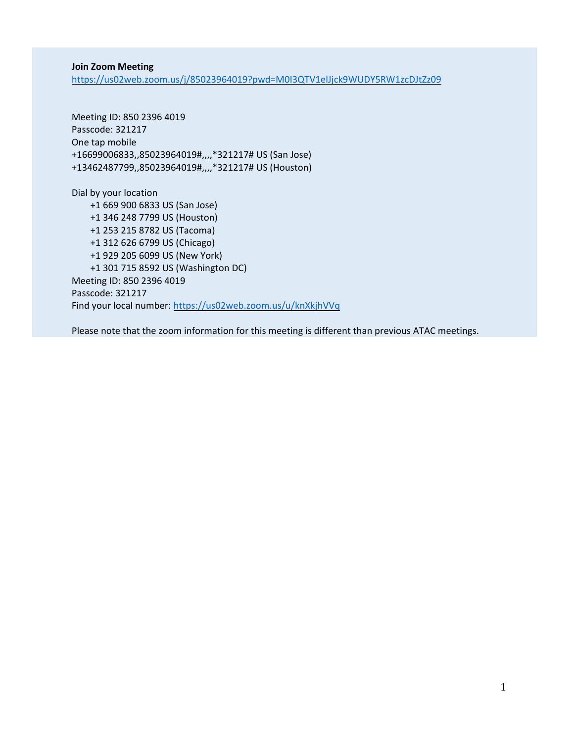**Join Zoom Meeting**
https://us02web.zoom.us/j/85023964019?pwd=M0I3QTV1elJjck9WUDY5RW1zcDJtZz09

Meeting ID: 850 2396 4019
Passcode: 321217
One tap mobile
+16699006833,,85023964019#,,,,*321217# US (San Jose)
+13462487799,,85023964019#,,,,*321217# US (Houston)

Dial by your location
+1 669 900 6833 US (San Jose)
+1 346 248 7799 US (Houston)
+1 253 215 8782 US (Tacoma)
+1 312 626 6799 US (Chicago)
+1 929 205 6099 US (New York)
+1 301 715 8592 US (Washington DC)
Meeting ID: 850 2396 4019
Passcode: 321217
Find your local number: https://us02web.zoom.us/u/knXkjhVVq

Please note that the zoom information for this meeting is different than previous ATAC meetings.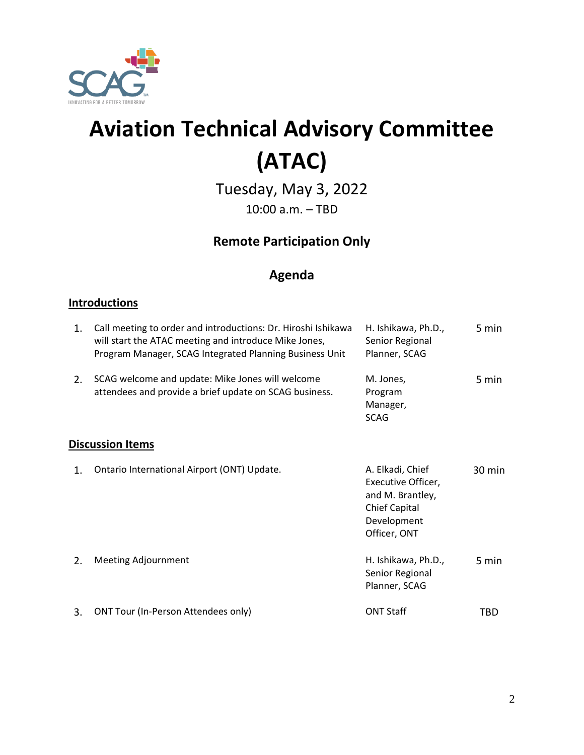# Aviation Technical Advisory Committee (ATAC)

Tuesday, May 3, 2022

10:00 a.m. – TBD

## Remote Participation Only

## Agenda

### Introductions

| | | | |
|---|---|---|---|
| 1. | Call meeting to order and introductions: Dr. Hiroshi Ishikawa will start the ATAC meeting and introduce Mike Jones, Program Manager, SCAG Integrated Planning Business Unit | H. Ishikawa, Ph.D., Senior Regional Planner, SCAG | 5 min |
| 2. | SCAG welcome and update: Mike Jones will welcome attendees and provide a brief update on SCAG business. | M. Jones, Program Manager, SCAG | 5 min |

### Discussion Items

| | | | |
|---|---|---|---|
| 1. | Ontario International Airport (ONT) Update. | A. Elkadi, Chief Executive Officer, and M. Brantley, Chief Capital Development Officer, ONT | 30 min |
| 2. | Meeting Adjournment | H. Ishikawa, Ph.D., Senior Regional Planner, SCAG | 5 min |
| 3. | ONT Tour (In-Person Attendees only) | ONT Staff | TBD |